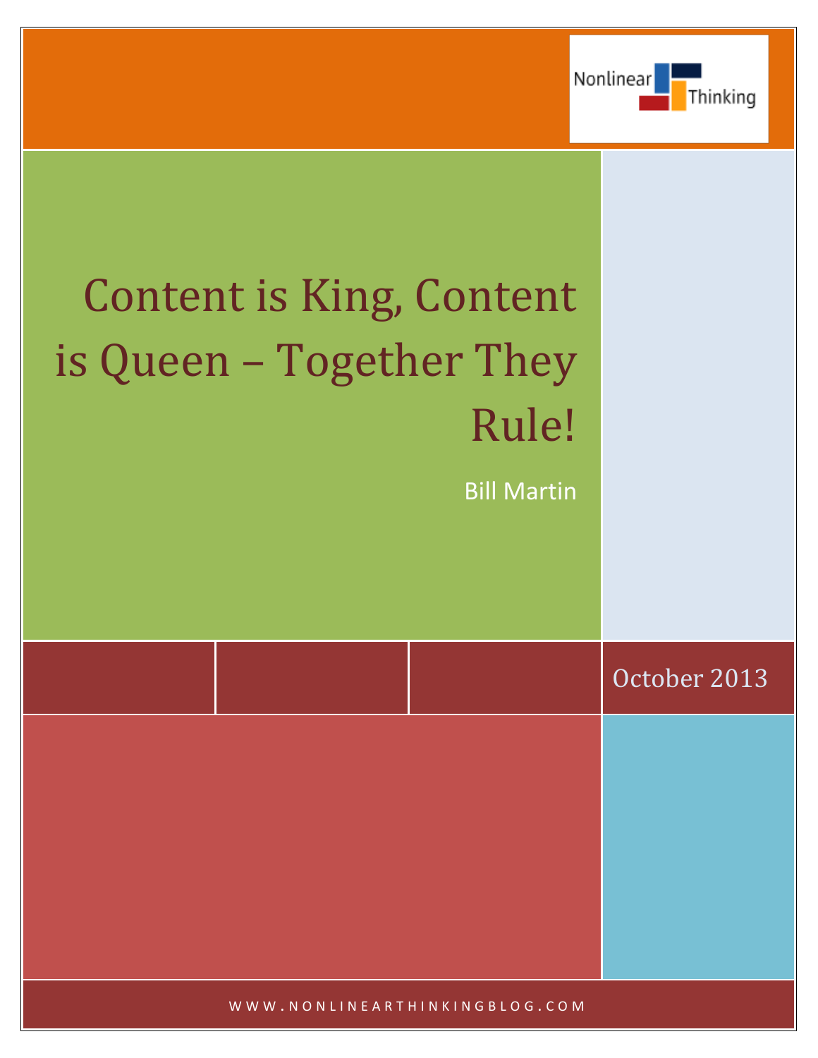Nonlinear Thinking

# Content is King, Content is Queen – Together They Rule!

Bill Martin

October 2013

WWW.NONLINEARTHINKINGBLOG.COM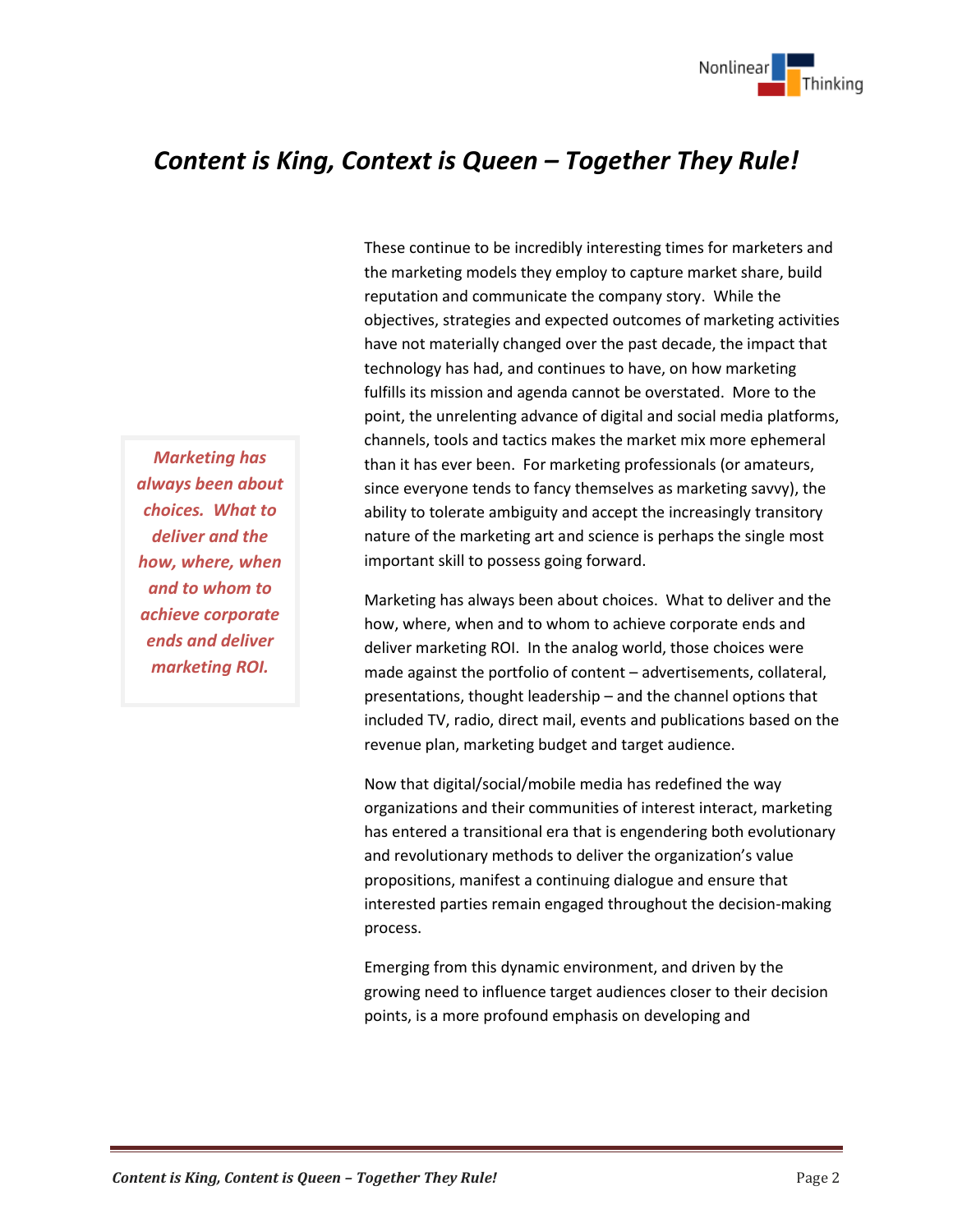# *Content is King, Context is Queen – Together They Rule!*

> ***Marketing has always been about choices. What to deliver and the how, where, when and to whom to achieve corporate ends and deliver marketing ROI.***

These continue to be incredibly interesting times for marketers and the marketing models they employ to capture market share, build reputation and communicate the company story. While the objectives, strategies and expected outcomes of marketing activities have not materially changed over the past decade, the impact that technology has had, and continues to have, on how marketing fulfills its mission and agenda cannot be overstated. More to the point, the unrelenting advance of digital and social media platforms, channels, tools and tactics makes the market mix more ephemeral than it has ever been. For marketing professionals (or amateurs, since everyone tends to fancy themselves as marketing savvy), the ability to tolerate ambiguity and accept the increasingly transitory nature of the marketing art and science is perhaps the single most important skill to possess going forward.

Marketing has always been about choices. What to deliver and the how, where, when and to whom to achieve corporate ends and deliver marketing ROI. In the analog world, those choices were made against the portfolio of content – advertisements, collateral, presentations, thought leadership – and the channel options that included TV, radio, direct mail, events and publications based on the revenue plan, marketing budget and target audience.

Now that digital/social/mobile media has redefined the way organizations and their communities of interest interact, marketing has entered a transitional era that is engendering both evolutionary and revolutionary methods to deliver the organization's value propositions, manifest a continuing dialogue and ensure that interested parties remain engaged throughout the decision-making process.

Emerging from this dynamic environment, and driven by the growing need to influence target audiences closer to their decision points, is a more profound emphasis on developing and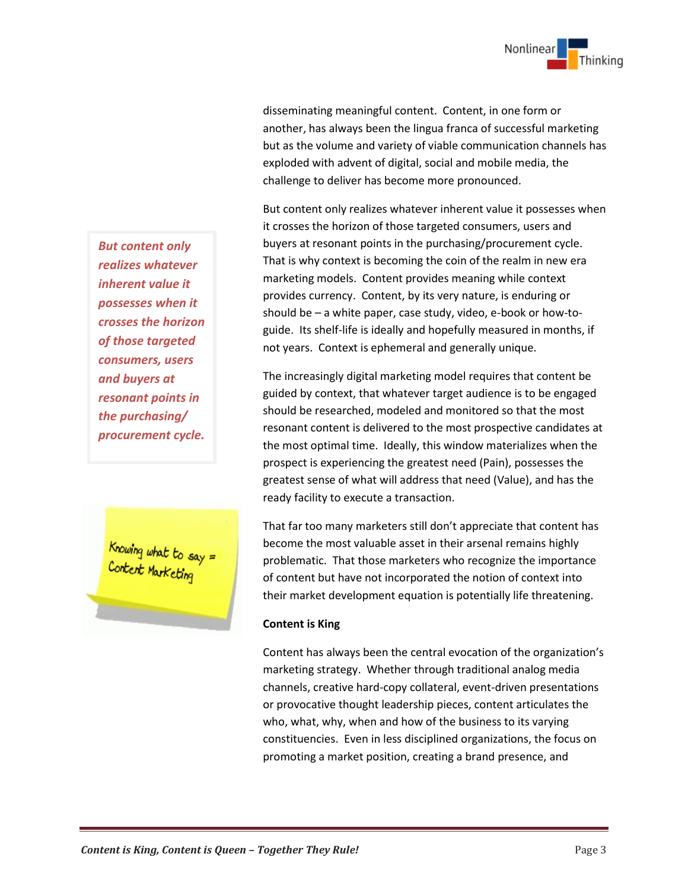disseminating meaningful content. Content, in one form or another, has always been the lingua franca of successful marketing but as the volume and variety of viable communication channels has exploded with advent of digital, social and mobile media, the challenge to deliver has become more pronounced.

But content only realizes whatever inherent value it possesses when it crosses the horizon of those targeted consumers, users and buyers at resonant points in the purchasing/procurement cycle. That is why context is becoming the coin of the realm in new era marketing models. Content provides meaning while context provides currency. Content, by its very nature, is enduring or should be – a white paper, case study, video, e-book or how-to-guide. Its shelf-life is ideally and hopefully measured in months, if not years. Context is ephemeral and generally unique.

> ***But content only realizes whatever inherent value it possesses when it crosses the horizon of those targeted consumers, users and buyers at resonant points in the purchasing/ procurement cycle.***

The increasingly digital marketing model requires that content be guided by context, that whatever target audience is to be engaged should be researched, modeled and monitored so that the most resonant content is delivered to the most prospective candidates at the most optimal time. Ideally, this window materializes when the prospect is experiencing the greatest need (Pain), possesses the greatest sense of what will address that need (Value), and has the ready facility to execute a transaction.

Knowing what to say = Content Marketing

That far too many marketers still don't appreciate that content has become the most valuable asset in their arsenal remains highly problematic. That those marketers who recognize the importance of content but have not incorporated the notion of context into their market development equation is potentially life threatening.

**Content is King**

Content has always been the central evocation of the organization's marketing strategy. Whether through traditional analog media channels, creative hard-copy collateral, event-driven presentations or provocative thought leadership pieces, content articulates the who, what, why, when and how of the business to its varying constituencies. Even in less disciplined organizations, the focus on promoting a market position, creating a brand presence, and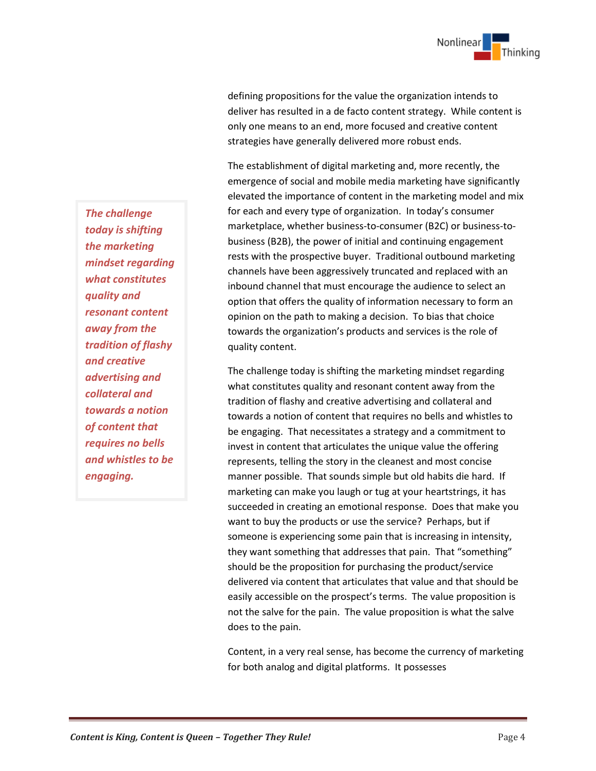defining propositions for the value the organization intends to deliver has resulted in a de facto content strategy. While content is only one means to an end, more focused and creative content strategies have generally delivered more robust ends.

The establishment of digital marketing and, more recently, the emergence of social and mobile media marketing have significantly elevated the importance of content in the marketing model and mix for each and every type of organization. In today's consumer marketplace, whether business-to-consumer (B2C) or business-to-business (B2B), the power of initial and continuing engagement rests with the prospective buyer. Traditional outbound marketing channels have been aggressively truncated and replaced with an inbound channel that must encourage the audience to select an option that offers the quality of information necessary to form an opinion on the path to making a decision. To bias that choice towards the organization's products and services is the role of quality content.

> ***The challenge today is shifting the marketing mindset regarding what constitutes quality and resonant content away from the tradition of flashy and creative advertising and collateral and towards a notion of content that requires no bells and whistles to be engaging.***

The challenge today is shifting the marketing mindset regarding what constitutes quality and resonant content away from the tradition of flashy and creative advertising and collateral and towards a notion of content that requires no bells and whistles to be engaging. That necessitates a strategy and a commitment to invest in content that articulates the unique value the offering represents, telling the story in the cleanest and most concise manner possible. That sounds simple but old habits die hard. If marketing can make you laugh or tug at your heartstrings, it has succeeded in creating an emotional response. Does that make you want to buy the products or use the service? Perhaps, but if someone is experiencing some pain that is increasing in intensity, they want something that addresses that pain. That "something" should be the proposition for purchasing the product/service delivered via content that articulates that value and that should be easily accessible on the prospect's terms. The value proposition is not the salve for the pain. The value proposition is what the salve does to the pain.

Content, in a very real sense, has become the currency of marketing for both analog and digital platforms. It possesses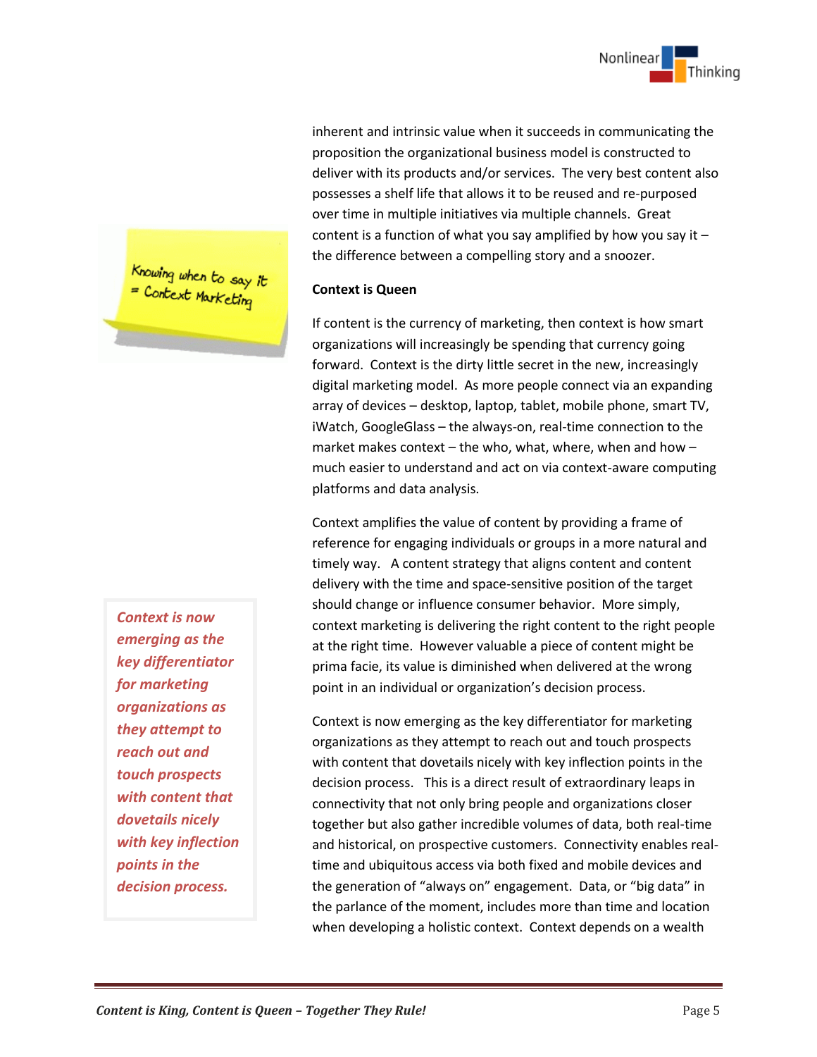inherent and intrinsic value when it succeeds in communicating the proposition the organizational business model is constructed to deliver with its products and/or services. The very best content also possesses a shelf life that allows it to be reused and re-purposed over time in multiple initiatives via multiple channels. Great content is a function of what you say amplified by how you say it – the difference between a compelling story and a snoozer.

Knowing when to say it = Context Marketing

**Context is Queen**

If content is the currency of marketing, then context is how smart organizations will increasingly be spending that currency going forward. Context is the dirty little secret in the new, increasingly digital marketing model. As more people connect via an expanding array of devices – desktop, laptop, tablet, mobile phone, smart TV, iWatch, GoogleGlass – the always-on, real-time connection to the market makes context – the who, what, where, when and how – much easier to understand and act on via context-aware computing platforms and data analysis.

Context amplifies the value of content by providing a frame of reference for engaging individuals or groups in a more natural and timely way. A content strategy that aligns content and content delivery with the time and space-sensitive position of the target should change or influence consumer behavior. More simply, context marketing is delivering the right content to the right people at the right time. However valuable a piece of content might be prima facie, its value is diminished when delivered at the wrong point in an individual or organization's decision process.

> ***Context is now emerging as the key differentiator for marketing organizations as they attempt to reach out and touch prospects with content that dovetails nicely with key inflection points in the decision process.***

Context is now emerging as the key differentiator for marketing organizations as they attempt to reach out and touch prospects with content that dovetails nicely with key inflection points in the decision process. This is a direct result of extraordinary leaps in connectivity that not only bring people and organizations closer together but also gather incredible volumes of data, both real-time and historical, on prospective customers. Connectivity enables real-time and ubiquitous access via both fixed and mobile devices and the generation of "always on" engagement. Data, or "big data" in the parlance of the moment, includes more than time and location when developing a holistic context. Context depends on a wealth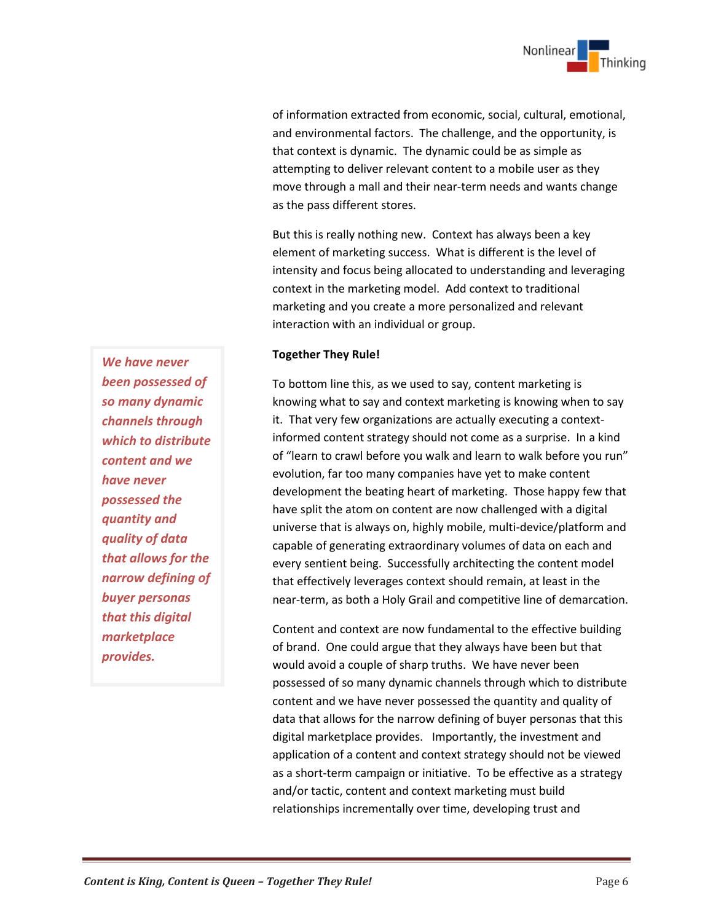of information extracted from economic, social, cultural, emotional, and environmental factors. The challenge, and the opportunity, is that context is dynamic. The dynamic could be as simple as attempting to deliver relevant content to a mobile user as they move through a mall and their near-term needs and wants change as the pass different stores.

But this is really nothing new. Context has always been a key element of marketing success. What is different is the level of intensity and focus being allocated to understanding and leveraging context in the marketing model. Add context to traditional marketing and you create a more personalized and relevant interaction with an individual or group.

**Together They Rule!**

To bottom line this, as we used to say, content marketing is knowing what to say and context marketing is knowing when to say it. That very few organizations are actually executing a context-informed content strategy should not come as a surprise. In a kind of "learn to crawl before you walk and learn to walk before you run" evolution, far too many companies have yet to make content development the beating heart of marketing. Those happy few that have split the atom on content are now challenged with a digital universe that is always on, highly mobile, multi-device/platform and capable of generating extraordinary volumes of data on each and every sentient being. Successfully architecting the content model that effectively leverages context should remain, at least in the near-term, as both a Holy Grail and competitive line of demarcation.

> ***We have never been possessed of so many dynamic channels through which to distribute content and we have never possessed the quantity and quality of data that allows for the narrow defining of buyer personas that this digital marketplace provides.***

Content and context are now fundamental to the effective building of brand. One could argue that they always have been but that would avoid a couple of sharp truths. We have never been possessed of so many dynamic channels through which to distribute content and we have never possessed the quantity and quality of data that allows for the narrow defining of buyer personas that this digital marketplace provides. Importantly, the investment and application of a content and context strategy should not be viewed as a short-term campaign or initiative. To be effective as a strategy and/or tactic, content and context marketing must build relationships incrementally over time, developing trust and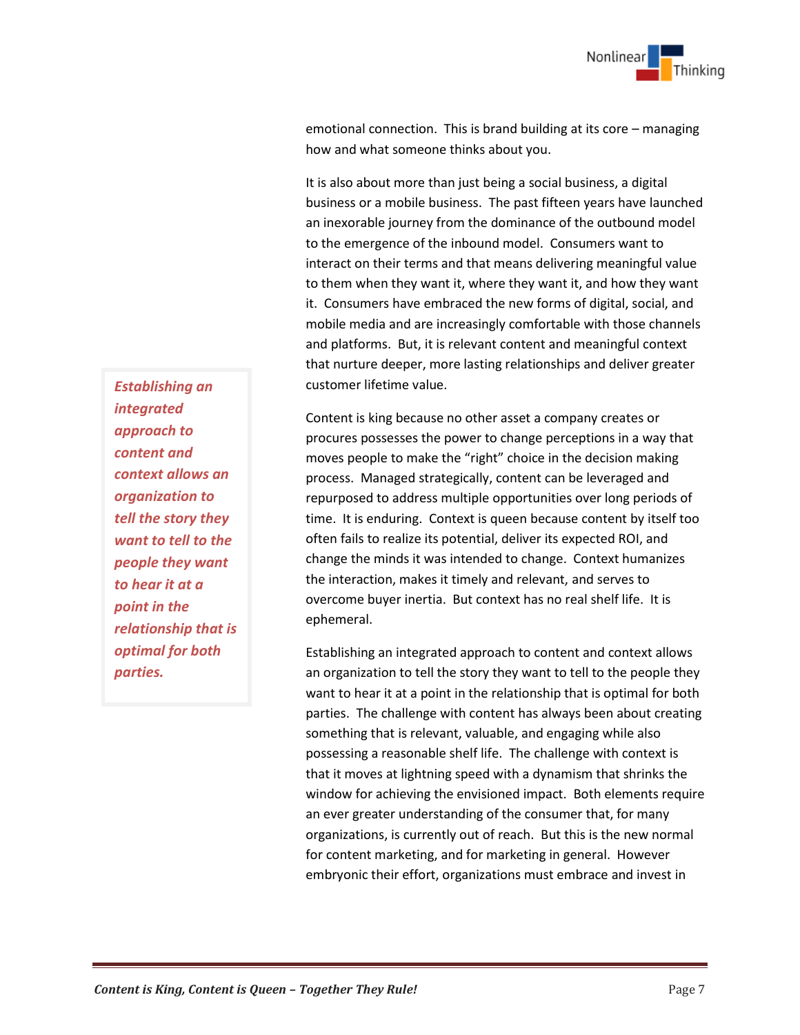emotional connection. This is brand building at its core – managing how and what someone thinks about you.

It is also about more than just being a social business, a digital business or a mobile business. The past fifteen years have launched an inexorable journey from the dominance of the outbound model to the emergence of the inbound model. Consumers want to interact on their terms and that means delivering meaningful value to them when they want it, where they want it, and how they want it. Consumers have embraced the new forms of digital, social, and mobile media and are increasingly comfortable with those channels and platforms. But, it is relevant content and meaningful context that nurture deeper, more lasting relationships and deliver greater customer lifetime value.

> ***Establishing an integrated approach to content and context allows an organization to tell the story they want to tell to the people they want to hear it at a point in the relationship that is optimal for both parties.***

Content is king because no other asset a company creates or procures possesses the power to change perceptions in a way that moves people to make the "right" choice in the decision making process. Managed strategically, content can be leveraged and repurposed to address multiple opportunities over long periods of time. It is enduring. Context is queen because content by itself too often fails to realize its potential, deliver its expected ROI, and change the minds it was intended to change. Context humanizes the interaction, makes it timely and relevant, and serves to overcome buyer inertia. But context has no real shelf life. It is ephemeral.

Establishing an integrated approach to content and context allows an organization to tell the story they want to tell to the people they want to hear it at a point in the relationship that is optimal for both parties. The challenge with content has always been about creating something that is relevant, valuable, and engaging while also possessing a reasonable shelf life. The challenge with context is that it moves at lightning speed with a dynamism that shrinks the window for achieving the envisioned impact. Both elements require an ever greater understanding of the consumer that, for many organizations, is currently out of reach. But this is the new normal for content marketing, and for marketing in general. However embryonic their effort, organizations must embrace and invest in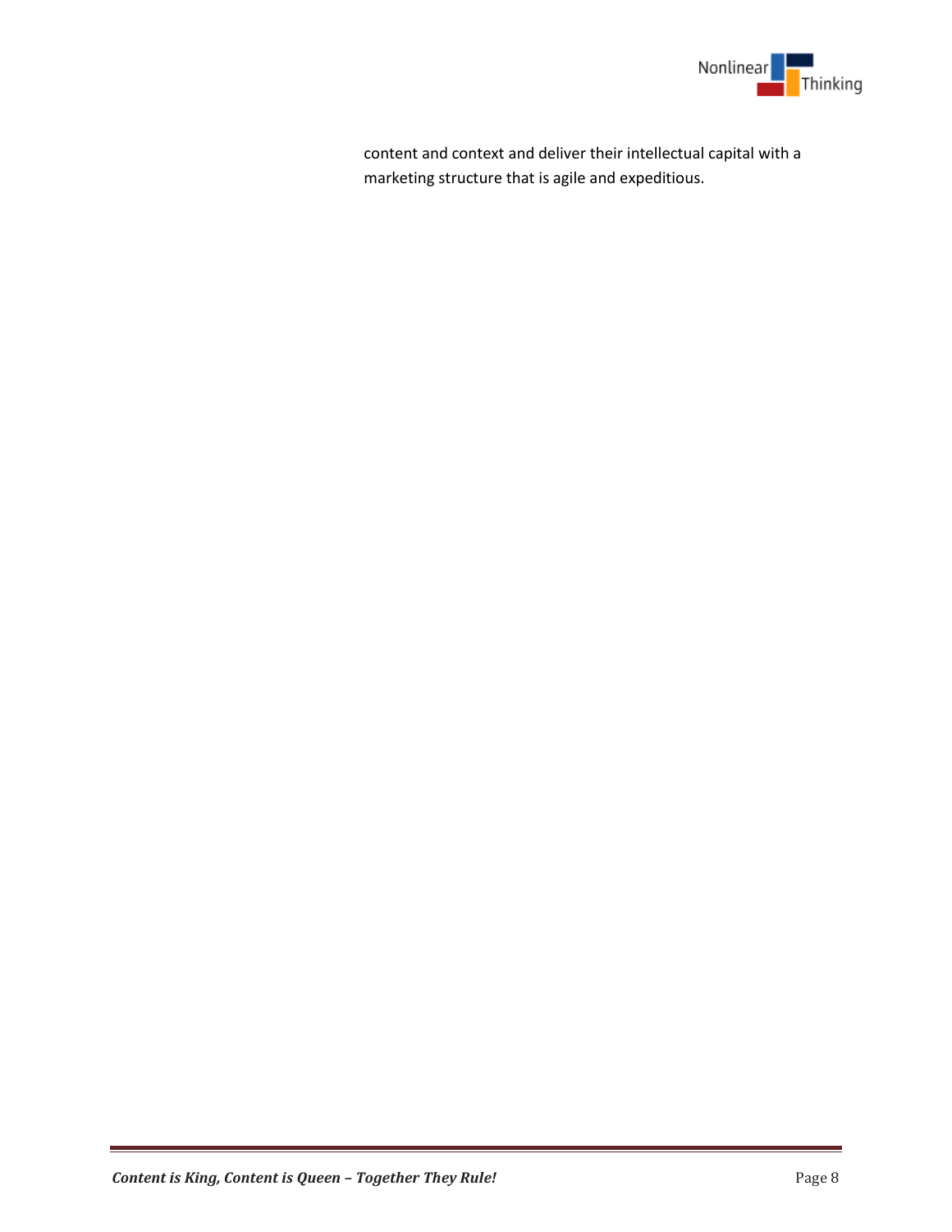content and context and deliver their intellectual capital with a marketing structure that is agile and expeditious.